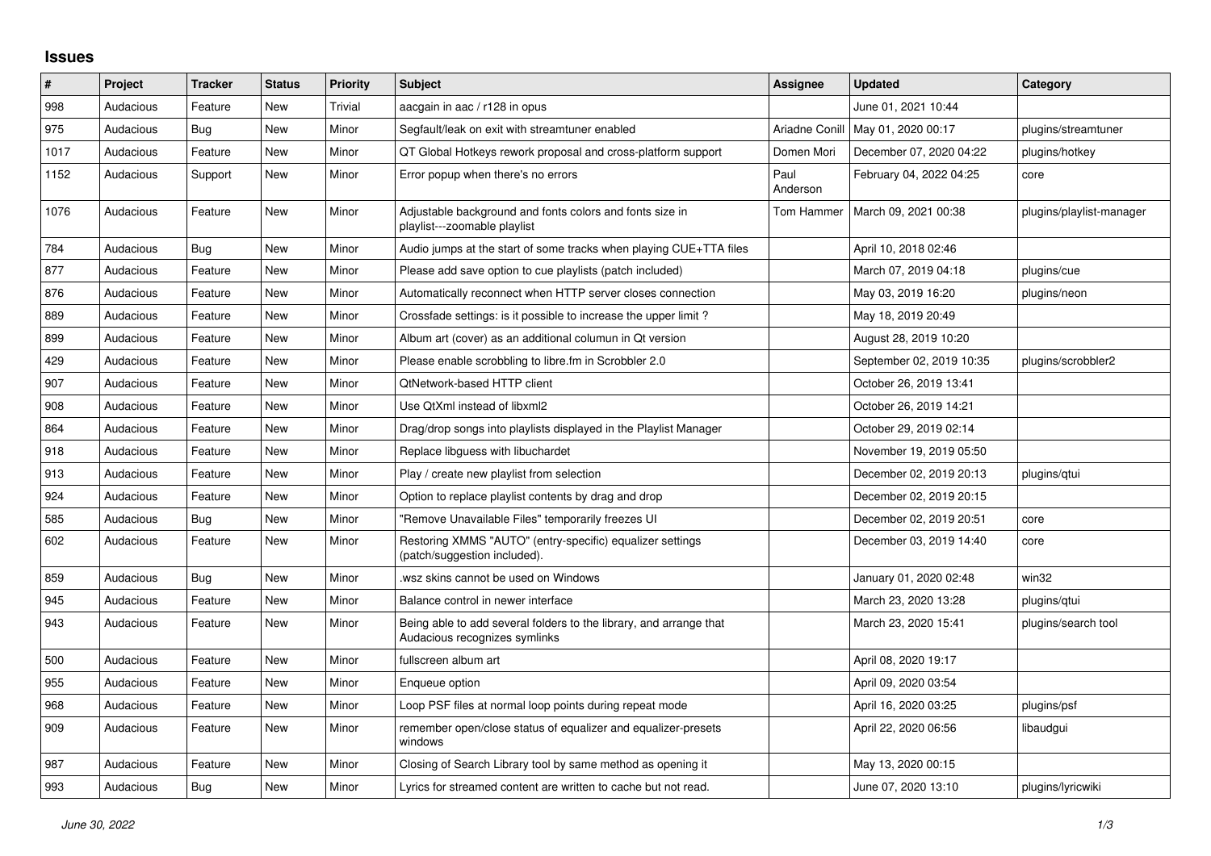## Issues

| # | Project | Tracker | Status | Priority | Subject | Assignee | Updated | Category |
|---|---|---|---|---|---|---|---|---|
| 998 | Audacious | Feature | New | Trivial | aacgain in aac / r128 in opus | | June 01, 2021 10:44 | |
| 975 | Audacious | Bug | New | Minor | Segfault/leak on exit with streamtuner enabled | Ariadne Conill | May 01, 2020 00:17 | plugins/streamtuner |
| 1017 | Audacious | Feature | New | Minor | QT Global Hotkeys rework proposal and cross-platform support | Domen Mori | December 07, 2020 04:22 | plugins/hotkey |
| 1152 | Audacious | Support | New | Minor | Error popup when there's no errors | Paul Anderson | February 04, 2022 04:25 | core |
| 1076 | Audacious | Feature | New | Minor | Adjustable background and fonts colors and fonts size in playlist---zoomable playlist | Tom Hammer | March 09, 2021 00:38 | plugins/playlist-manager |
| 784 | Audacious | Bug | New | Minor | Audio jumps at the start of some tracks when playing CUE+TTA files | | April 10, 2018 02:46 | |
| 877 | Audacious | Feature | New | Minor | Please add save option to cue playlists (patch included) | | March 07, 2019 04:18 | plugins/cue |
| 876 | Audacious | Feature | New | Minor | Automatically reconnect when HTTP server closes connection | | May 03, 2019 16:20 | plugins/neon |
| 889 | Audacious | Feature | New | Minor | Crossfade settings: is it possible to increase the upper limit ? | | May 18, 2019 20:49 | |
| 899 | Audacious | Feature | New | Minor | Album art (cover) as an additional columun in Qt version | | August 28, 2019 10:20 | |
| 429 | Audacious | Feature | New | Minor | Please enable scrobbling to libre.fm in Scrobbler 2.0 | | September 02, 2019 10:35 | plugins/scrobbler2 |
| 907 | Audacious | Feature | New | Minor | QtNetwork-based HTTP client | | October 26, 2019 13:41 | |
| 908 | Audacious | Feature | New | Minor | Use QtXml instead of libxml2 | | October 26, 2019 14:21 | |
| 864 | Audacious | Feature | New | Minor | Drag/drop songs into playlists displayed in the Playlist Manager | | October 29, 2019 02:14 | |
| 918 | Audacious | Feature | New | Minor | Replace libguess with libuchardet | | November 19, 2019 05:50 | |
| 913 | Audacious | Feature | New | Minor | Play / create new playlist from selection | | December 02, 2019 20:13 | plugins/qtui |
| 924 | Audacious | Feature | New | Minor | Option to replace playlist contents by drag and drop | | December 02, 2019 20:15 | |
| 585 | Audacious | Bug | New | Minor | "Remove Unavailable Files" temporarily freezes UI | | December 02, 2019 20:51 | core |
| 602 | Audacious | Feature | New | Minor | Restoring XMMS "AUTO" (entry-specific) equalizer settings (patch/suggestion included). | | December 03, 2019 14:40 | core |
| 859 | Audacious | Bug | New | Minor | .wsz skins cannot be used on Windows | | January 01, 2020 02:48 | win32 |
| 945 | Audacious | Feature | New | Minor | Balance control in newer interface | | March 23, 2020 13:28 | plugins/qtui |
| 943 | Audacious | Feature | New | Minor | Being able to add several folders to the library, and arrange that Audacious recognizes symlinks | | March 23, 2020 15:41 | plugins/search tool |
| 500 | Audacious | Feature | New | Minor | fullscreen album art | | April 08, 2020 19:17 | |
| 955 | Audacious | Feature | New | Minor | Enqueue option | | April 09, 2020 03:54 | |
| 968 | Audacious | Feature | New | Minor | Loop PSF files at normal loop points during repeat mode | | April 16, 2020 03:25 | plugins/psf |
| 909 | Audacious | Feature | New | Minor | remember open/close status of equalizer and equalizer-presets windows | | April 22, 2020 06:56 | libaudgui |
| 987 | Audacious | Feature | New | Minor | Closing of Search Library tool by same method as opening it | | May 13, 2020 00:15 | |
| 993 | Audacious | Bug | New | Minor | Lyrics for streamed content are written to cache but not read. | | June 07, 2020 13:10 | plugins/lyricwiki |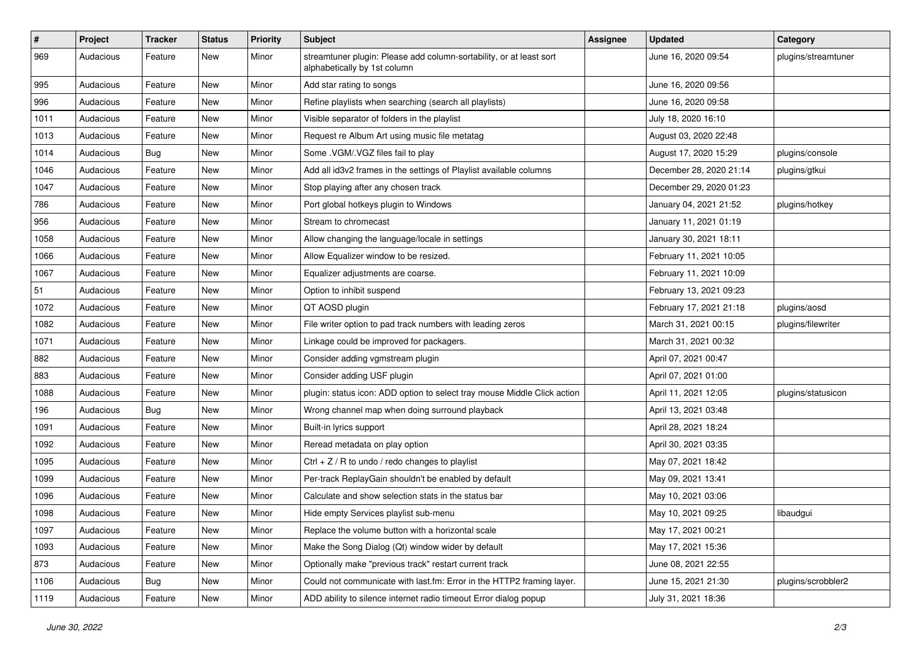| # | Project | Tracker | Status | Priority | Subject | Assignee | Updated | Category |
|---|---|---|---|---|---|---|---|---|
| 969 | Audacious | Feature | New | Minor | streamtuner plugin: Please add column-sortability, or at least sort alphabetically by 1st column | | June 16, 2020 09:54 | plugins/streamtuner |
| 995 | Audacious | Feature | New | Minor | Add star rating to songs | | June 16, 2020 09:56 | |
| 996 | Audacious | Feature | New | Minor | Refine playlists when searching (search all playlists) | | June 16, 2020 09:58 | |
| 1011 | Audacious | Feature | New | Minor | Visible separator of folders in the playlist | | July 18, 2020 16:10 | |
| 1013 | Audacious | Feature | New | Minor | Request re Album Art using music file metatag | | August 03, 2020 22:48 | |
| 1014 | Audacious | Bug | New | Minor | Some .VGM/.VGZ files fail to play | | August 17, 2020 15:29 | plugins/console |
| 1046 | Audacious | Feature | New | Minor | Add all id3v2 frames in the settings of Playlist available columns | | December 28, 2020 21:14 | plugins/gtkui |
| 1047 | Audacious | Feature | New | Minor | Stop playing after any chosen track | | December 29, 2020 01:23 | |
| 786 | Audacious | Feature | New | Minor | Port global hotkeys plugin to Windows | | January 04, 2021 21:52 | plugins/hotkey |
| 956 | Audacious | Feature | New | Minor | Stream to chromecast | | January 11, 2021 01:19 | |
| 1058 | Audacious | Feature | New | Minor | Allow changing the language/locale in settings | | January 30, 2021 18:11 | |
| 1066 | Audacious | Feature | New | Minor | Allow Equalizer window to be resized. | | February 11, 2021 10:05 | |
| 1067 | Audacious | Feature | New | Minor | Equalizer adjustments are coarse. | | February 11, 2021 10:09 | |
| 51 | Audacious | Feature | New | Minor | Option to inhibit suspend | | February 13, 2021 09:23 | |
| 1072 | Audacious | Feature | New | Minor | QT AOSD plugin | | February 17, 2021 21:18 | plugins/aosd |
| 1082 | Audacious | Feature | New | Minor | File writer option to pad track numbers with leading zeros | | March 31, 2021 00:15 | plugins/filewriter |
| 1071 | Audacious | Feature | New | Minor | Linkage could be improved for packagers. | | March 31, 2021 00:32 | |
| 882 | Audacious | Feature | New | Minor | Consider adding vgmstream plugin | | April 07, 2021 00:47 | |
| 883 | Audacious | Feature | New | Minor | Consider adding USF plugin | | April 07, 2021 01:00 | |
| 1088 | Audacious | Feature | New | Minor | plugin: status icon: ADD option to select tray mouse Middle Click action | | April 11, 2021 12:05 | plugins/statusicon |
| 196 | Audacious | Bug | New | Minor | Wrong channel map when doing surround playback | | April 13, 2021 03:48 | |
| 1091 | Audacious | Feature | New | Minor | Built-in lyrics support | | April 28, 2021 18:24 | |
| 1092 | Audacious | Feature | New | Minor | Reread metadata on play option | | April 30, 2021 03:35 | |
| 1095 | Audacious | Feature | New | Minor | Ctrl + Z / R to undo / redo changes to playlist | | May 07, 2021 18:42 | |
| 1099 | Audacious | Feature | New | Minor | Per-track ReplayGain shouldn't be enabled by default | | May 09, 2021 13:41 | |
| 1096 | Audacious | Feature | New | Minor | Calculate and show selection stats in the status bar | | May 10, 2021 03:06 | |
| 1098 | Audacious | Feature | New | Minor | Hide empty Services playlist sub-menu | | May 10, 2021 09:25 | libaudgui |
| 1097 | Audacious | Feature | New | Minor | Replace the volume button with a horizontal scale | | May 17, 2021 00:21 | |
| 1093 | Audacious | Feature | New | Minor | Make the Song Dialog (Qt) window wider by default | | May 17, 2021 15:36 | |
| 873 | Audacious | Feature | New | Minor | Optionally make "previous track" restart current track | | June 08, 2021 22:55 | |
| 1106 | Audacious | Bug | New | Minor | Could not communicate with last.fm: Error in the HTTP2 framing layer. | | June 15, 2021 21:30 | plugins/scrobbler2 |
| 1119 | Audacious | Feature | New | Minor | ADD ability to silence internet radio timeout Error dialog popup | | July 31, 2021 18:36 | |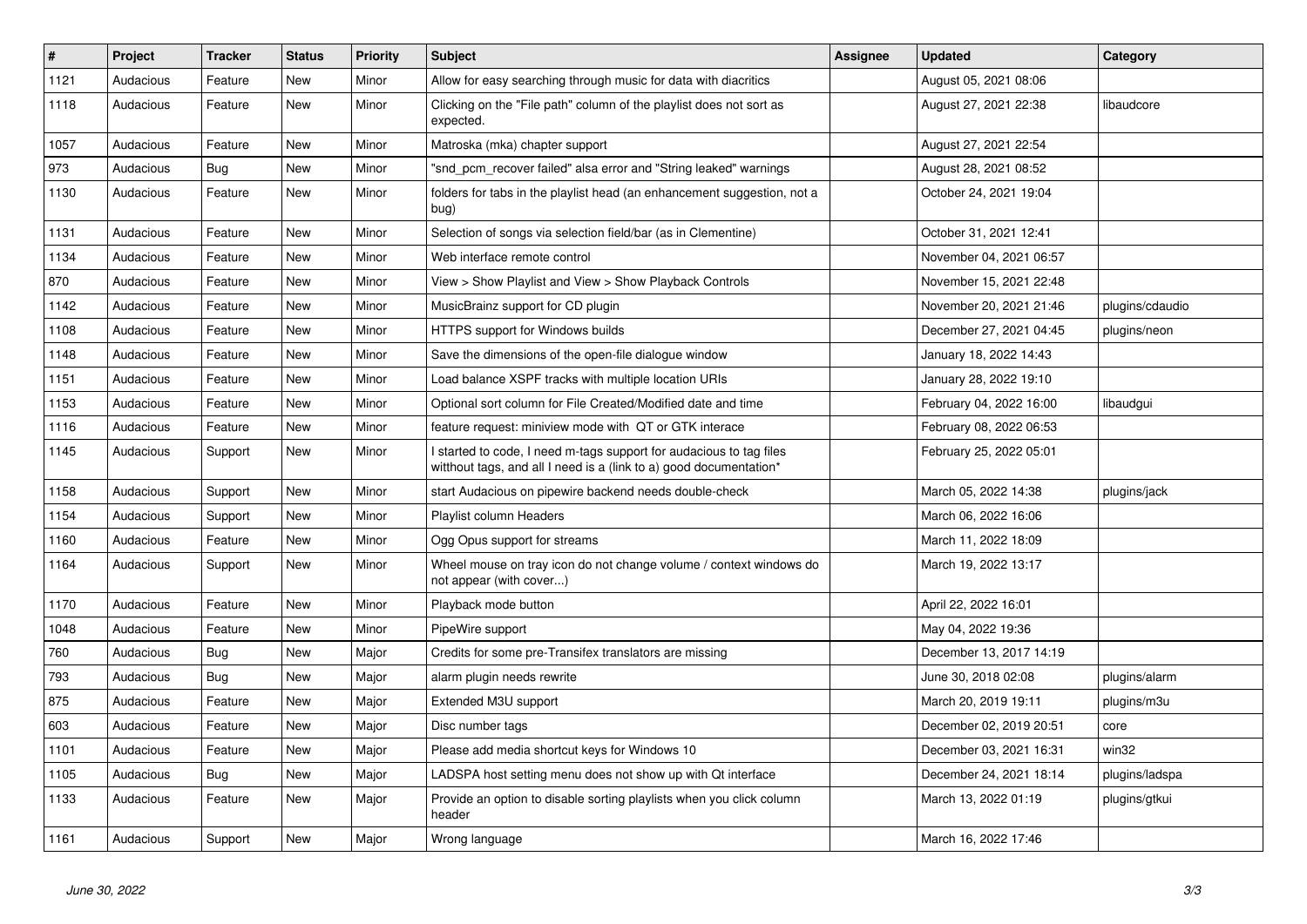| # | Project | Tracker | Status | Priority | Subject | Assignee | Updated | Category |
|---|---|---|---|---|---|---|---|---|
| 1121 | Audacious | Feature | New | Minor | Allow for easy searching through music for data with diacritics | | August 05, 2021 08:06 | |
| 1118 | Audacious | Feature | New | Minor | Clicking on the "File path" column of the playlist does not sort as expected. | | August 27, 2021 22:38 | libaudcore |
| 1057 | Audacious | Feature | New | Minor | Matroska (mka) chapter support | | August 27, 2021 22:54 | |
| 973 | Audacious | Bug | New | Minor | "snd_pcm_recover failed" alsa error and "String leaked" warnings | | August 28, 2021 08:52 | |
| 1130 | Audacious | Feature | New | Minor | folders for tabs in the playlist head (an enhancement suggestion, not a bug) | | October 24, 2021 19:04 | |
| 1131 | Audacious | Feature | New | Minor | Selection of songs via selection field/bar (as in Clementine) | | October 31, 2021 12:41 | |
| 1134 | Audacious | Feature | New | Minor | Web interface remote control | | November 04, 2021 06:57 | |
| 870 | Audacious | Feature | New | Minor | View > Show Playlist and View > Show Playback Controls | | November 15, 2021 22:48 | |
| 1142 | Audacious | Feature | New | Minor | MusicBrainz support for CD plugin | | November 20, 2021 21:46 | plugins/cdaudio |
| 1108 | Audacious | Feature | New | Minor | HTTPS support for Windows builds | | December 27, 2021 04:45 | plugins/neon |
| 1148 | Audacious | Feature | New | Minor | Save the dimensions of the open-file dialogue window | | January 18, 2022 14:43 | |
| 1151 | Audacious | Feature | New | Minor | Load balance XSPF tracks with multiple location URIs | | January 28, 2022 19:10 | |
| 1153 | Audacious | Feature | New | Minor | Optional sort column for File Created/Modified date and time | | February 04, 2022 16:00 | libaudgui |
| 1116 | Audacious | Feature | New | Minor | feature request: miniview mode with QT or GTK interace | | February 08, 2022 06:53 | |
| 1145 | Audacious | Support | New | Minor | I started to code, I need m-tags support for audacious to tag files witthout tags, and all I need is a (link to a) good documentation* | | February 25, 2022 05:01 | |
| 1158 | Audacious | Support | New | Minor | start Audacious on pipewire backend needs double-check | | March 05, 2022 14:38 | plugins/jack |
| 1154 | Audacious | Support | New | Minor | Playlist column Headers | | March 06, 2022 16:06 | |
| 1160 | Audacious | Feature | New | Minor | Ogg Opus support for streams | | March 11, 2022 18:09 | |
| 1164 | Audacious | Support | New | Minor | Wheel mouse on tray icon do not change volume / context windows do not appear (with cover...) | | March 19, 2022 13:17 | |
| 1170 | Audacious | Feature | New | Minor | Playback mode button | | April 22, 2022 16:01 | |
| 1048 | Audacious | Feature | New | Minor | PipeWire support | | May 04, 2022 19:36 | |
| 760 | Audacious | Bug | New | Major | Credits for some pre-Transifex translators are missing | | December 13, 2017 14:19 | |
| 793 | Audacious | Bug | New | Major | alarm plugin needs rewrite | | June 30, 2018 02:08 | plugins/alarm |
| 875 | Audacious | Feature | New | Major | Extended M3U support | | March 20, 2019 19:11 | plugins/m3u |
| 603 | Audacious | Feature | New | Major | Disc number tags | | December 02, 2019 20:51 | core |
| 1101 | Audacious | Feature | New | Major | Please add media shortcut keys for Windows 10 | | December 03, 2021 16:31 | win32 |
| 1105 | Audacious | Bug | New | Major | LADSPA host setting menu does not show up with Qt interface | | December 24, 2021 18:14 | plugins/ladspa |
| 1133 | Audacious | Feature | New | Major | Provide an option to disable sorting playlists when you click column header | | March 13, 2022 01:19 | plugins/gtkui |
| 1161 | Audacious | Support | New | Major | Wrong language | | March 16, 2022 17:46 | |

*June 30, 2022*